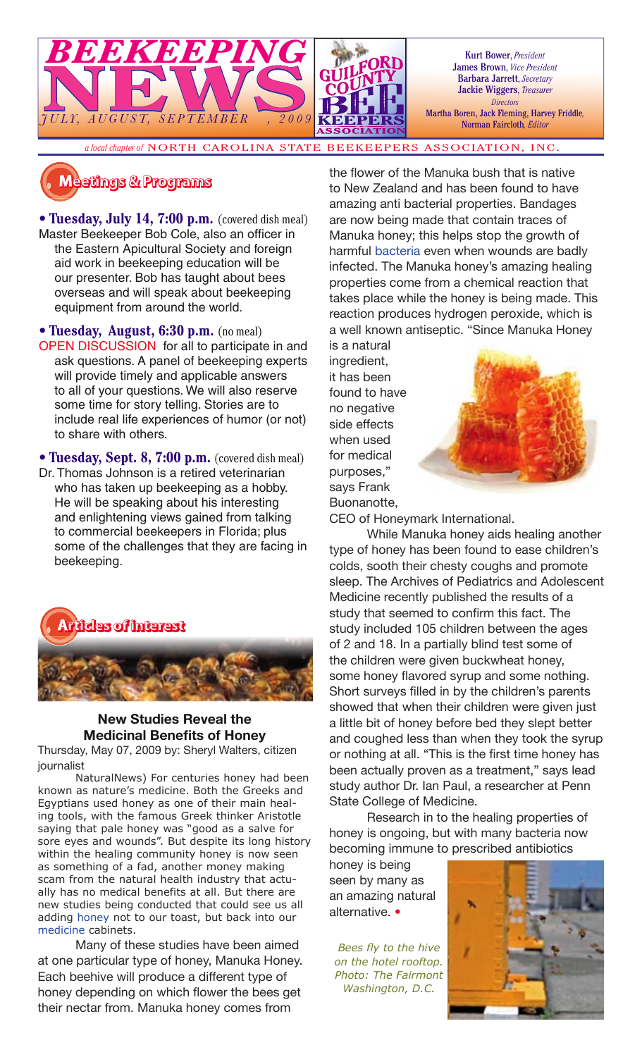# BEEKEEPING NEWS

*JULY, AUGUST, SEPTEMBER, 2009*

GUILFORD COUNTY BEE KEEPERS ASSOCIATION

Kurt Bower, *President*
James Brown, *Vice President*
Barbara Jarrett, *Secretary*
Jackie Wiggers, *Treasurer*
*Directors*
Martha Boren, Jack Fleming, Harvey Friddle,
Norman Faircloth, *Editor*

*a local chapter of* NORTH CAROLINA STATE BEEKEEPERS ASSOCIATION, INC.

## Meetings & Programs

**• Tuesday, July 14, 7:00 p.m.** (covered dish meal)
Master Beekeeper Bob Cole, also an officer in the Eastern Apicultural Society and foreign aid work in beekeeping education will be our presenter. Bob has taught about bees overseas and will speak about beekeeping equipment from around the world.

**• Tuesday, August, 6:30 p.m.** (no meal)
OPEN DISCUSSION for all to participate in and ask questions. A panel of beekeeping experts will provide timely and applicable answers to all of your questions. We will also reserve some time for story telling. Stories are to include real life experiences of humor (or not) to share with others.

**• Tuesday, Sept. 8, 7:00 p.m.** (covered dish meal)
Dr. Thomas Johnson is a retired veterinarian who has taken up beekeeping as a hobby. He will be speaking about his interesting and enlightening views gained from talking to commercial beekeepers in Florida; plus some of the challenges that they are facing in beekeeping.

## Articles of Interest

### New Studies Reveal the Medicinal Benefits of Honey

Thursday, May 07, 2009 by: Sheryl Walters, citizen journalist

NaturalNews) For centuries honey had been known as nature's medicine. Both the Greeks and Egyptians used honey as one of their main healing tools, with the famous Greek thinker Aristotle saying that pale honey was "good as a salve for sore eyes and wounds". But despite its long history within the healing community honey is now seen as something of a fad, another money making scam from the natural health industry that actually has no medical benefits at all. But there are new studies being conducted that could see us all adding honey not to our toast, but back into our medicine cabinets.

Many of these studies have been aimed at one particular type of honey, Manuka Honey. Each beehive will produce a different type of honey depending on which flower the bees get their nectar from. Manuka honey comes from the flower of the Manuka bush that is native to New Zealand and has been found to have amazing anti bacterial properties. Bandages are now being made that contain traces of Manuka honey; this helps stop the growth of harmful bacteria even when wounds are badly infected. The Manuka honey's amazing healing properties come from a chemical reaction that takes place while the honey is being made. This reaction produces hydrogen peroxide, which is a well known antiseptic. "Since Manuka Honey is a natural ingredient, it has been found to have no negative side effects when used for medical purposes," says Frank Buonanotte, CEO of Honeymark International.

While Manuka honey aids healing another type of honey has been found to ease children's colds, sooth their chesty coughs and promote sleep. The Archives of Pediatrics and Adolescent Medicine recently published the results of a study that seemed to confirm this fact. The study included 105 children between the ages of 2 and 18. In a partially blind test some of the children were given buckwheat honey, some honey flavored syrup and some nothing. Short surveys filled in by the children's parents showed that when their children were given just a little bit of honey before bed they slept better and coughed less than when they took the syrup or nothing at all. "This is the first time honey has been actually proven as a treatment," says lead study author Dr. Ian Paul, a researcher at Penn State College of Medicine.

Research in to the healing properties of honey is ongoing, but with many bacteria now becoming immune to prescribed antibiotics honey is being seen by many as an amazing natural alternative. •

*Bees fly to the hive on the hotel rooftop. Photo: The Fairmont Washington, D.C.*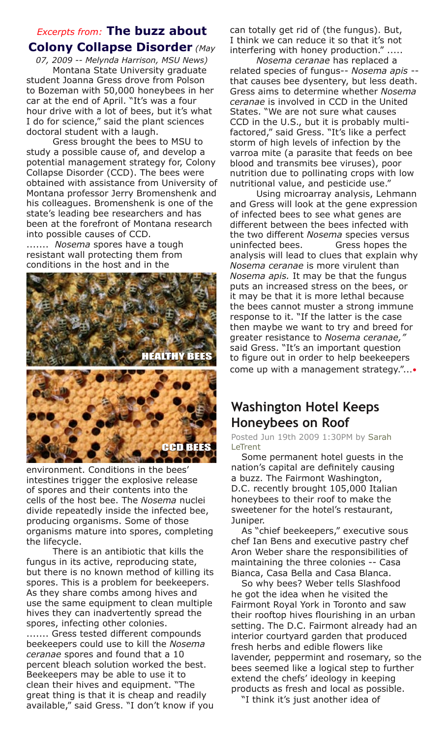## *Excerpts from:* **The buzz about Colony Collapse Disorder** *(May 07, 2009 -- Melynda Harrison, MSU News)*

Montana State University graduate student Joanna Gress drove from Polson to Bozeman with 50,000 honeybees in her car at the end of April. "It's was a four hour drive with a lot of bees, but it's what I do for science," said the plant sciences doctoral student with a laugh.

Gress brought the bees to MSU to study a possible cause of, and develop a potential management strategy for, Colony Collapse Disorder (CCD). The bees were obtained with assistance from University of Montana professor Jerry Bromenshenk and his colleagues. Bromenshenk is one of the state's leading bee researchers and has been at the forefront of Montana research into possible causes of CCD.

....... *Nosema* spores have a tough resistant wall protecting them from conditions in the host and in the environment. Conditions in the bees' intestines trigger the explosive release of spores and their contents into the cells of the host bee. The *Nosema* nuclei divide repeatedly inside the infected bee, producing organisms. Some of those organisms mature into spores, completing the lifecycle.

HEALTHY BEES

CCD BEES

There is an antibiotic that kills the fungus in its active, reproducing state, but there is no known method of killing its spores. This is a problem for beekeepers. As they share combs among hives and use the same equipment to clean multiple hives they can inadvertently spread the spores, infecting other colonies.

....... Gress tested different compounds beekeepers could use to kill the *Nosema ceranae* spores and found that a 10 percent bleach solution worked the best. Beekeepers may be able to use it to clean their hives and equipment. "The great thing is that it is cheap and readily available," said Gress. "I don't know if you can totally get rid of (the fungus). But, I think we can reduce it so that it's not interfering with honey production." .....

*Nosema ceranae* has replaced a related species of fungus-- *Nosema apis* -- that causes bee dysentery, but less death. Gress aims to determine whether *Nosema ceranae* is involved in CCD in the United States. "We are not sure what causes CCD in the U.S., but it is probably multi-factored," said Gress. "It's like a perfect storm of high levels of infection by the varroa mite (a parasite that feeds on bee blood and transmits bee viruses), poor nutrition due to pollinating crops with low nutritional value, and pesticide use."

Using microarray analysis, Lehmann and Gress will look at the gene expression of infected bees to see what genes are different between the bees infected with the two different *Nosema* species versus uninfected bees. Gress hopes the analysis will lead to clues that explain why *Nosema ceranae* is more virulent than *Nosema apis.* It may be that the fungus puts an increased stress on the bees, or it may be that it is more lethal because the bees cannot muster a strong immune response to it. "If the latter is the case then maybe we want to try and breed for greater resistance to *Nosema ceranae,"* said Gress. "It's an important question to figure out in order to help beekeepers come up with a management strategy."...•

## Washington Hotel Keeps Honeybees on Roof

Posted Jun 19th 2009 1:30PM by Sarah LeTrent

Some permanent hotel guests in the nation's capital are definitely causing a buzz. The Fairmont Washington, D.C. recently brought 105,000 Italian honeybees to their roof to make the sweetener for the hotel's restaurant, Juniper.

As "chief beekeepers," executive sous chef Ian Bens and executive pastry chef Aron Weber share the responsibilities of maintaining the three colonies -- Casa Bianca, Casa Bella and Casa Blanca.

So why bees? Weber tells Slashfood he got the idea when he visited the Fairmont Royal York in Toronto and saw their rooftop hives flourishing in an urban setting. The D.C. Fairmont already had an interior courtyard garden that produced fresh herbs and edible flowers like lavender, peppermint and rosemary, so the bees seemed like a logical step to further extend the chefs' ideology in keeping products as fresh and local as possible.

"I think it's just another idea of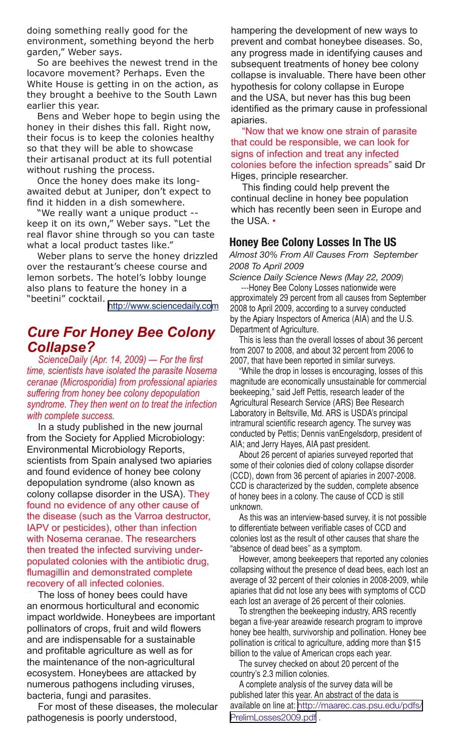doing something really good for the environment, something beyond the herb garden," Weber says.

So are beehives the newest trend in the locavore movement? Perhaps. Even the White House is getting in on the action, as they brought a beehive to the South Lawn earlier this year.

Bens and Weber hope to begin using the honey in their dishes this fall. Right now, their focus is to keep the colonies healthy so that they will be able to showcase their artisanal product at its full potential without rushing the process.

Once the honey does make its long-awaited debut at Juniper, don't expect to find it hidden in a dish somewhere.

"We really want a unique product -- keep it on its own," Weber says. "Let the real flavor shine through so you can taste what a local product tastes like."

Weber plans to serve the honey drizzled over the restaurant's cheese course and lemon sorbets. The hotel's lobby lounge also plans to feature the honey in a "beetini" cocktail. http://www.sciencedaily.com

## *Cure For Honey Bee Colony Collapse?*

*ScienceDaily (Apr. 14, 2009) — For the first time, scientists have isolated the parasite Nosema ceranae (Microsporidia) from professional apiaries suffering from honey bee colony depopulation syndrome. They then went on to treat the infection with complete success.*

In a study published in the new journal from the Society for Applied Microbiology: Environmental Microbiology Reports, scientists from Spain analysed two apiaries and found evidence of honey bee colony depopulation syndrome (also known as colony collapse disorder in the USA). They found no evidence of any other cause of the disease (such as the Varroa destructor, IAPV or pesticides), other than infection with Nosema ceranae. The researchers then treated the infected surviving under-populated colonies with the antibiotic drug, flumagillin and demonstrated complete recovery of all infected colonies.

The loss of honey bees could have an enormous horticultural and economic impact worldwide. Honeybees are important pollinators of crops, fruit and wild flowers and are indispensable for a sustainable and profitable agriculture as well as for the maintenance of the non-agricultural ecosystem. Honeybees are attacked by numerous pathogens including viruses, bacteria, fungi and parasites.

For most of these diseases, the molecular pathogenesis is poorly understood, hampering the development of new ways to prevent and combat honeybee diseases. So, any progress made in identifying causes and subsequent treatments of honey bee colony collapse is invaluable. There have been other hypothesis for colony collapse in Europe and the USA, but never has this bug been identified as the primary cause in professional apiaries.

"Now that we know one strain of parasite that could be responsible, we can look for signs of infection and treat any infected colonies before the infection spreads" said Dr Higes, principle researcher.

This finding could help prevent the continual decline in honey bee population which has recently been seen in Europe and the USA. •

### Honey Bee Colony Losses In The US

*Almost 30% From All Causes From September 2008 To April 2009*

*Science Daily Science News (May 22, 2009*)

---Honey Bee Colony Losses nationwide were approximately 29 percent from all causes from September 2008 to April 2009, according to a survey conducted by the Apiary Inspectors of America (AIA) and the U.S. Department of Agriculture.

This is less than the overall losses of about 36 percent from 2007 to 2008, and about 32 percent from 2006 to 2007, that have been reported in similar surveys.

"While the drop in losses is encouraging, losses of this magnitude are economically unsustainable for commercial beekeeping," said Jeff Pettis, research leader of the Agricultural Research Service (ARS) Bee Research Laboratory in Beltsville, Md. ARS is USDA's principal intramural scientific research agency. The survey was conducted by Pettis; Dennis vanEngelsdorp, president of AIA; and Jerry Hayes, AIA past president.

About 26 percent of apiaries surveyed reported that some of their colonies died of colony collapse disorder (CCD), down from 36 percent of apiaries in 2007-2008. CCD is characterized by the sudden, complete absence of honey bees in a colony. The cause of CCD is still unknown.

As this was an interview-based survey, it is not possible to differentiate between verifiable cases of CCD and colonies lost as the result of other causes that share the "absence of dead bees" as a symptom.

However, among beekeepers that reported any colonies collapsing without the presence of dead bees, each lost an average of 32 percent of their colonies in 2008-2009, while apiaries that did not lose any bees with symptoms of CCD each lost an average of 26 percent of their colonies.

To strengthen the beekeeping industry, ARS recently began a five-year areawide research program to improve honey bee health, survivorship and pollination. Honey bee pollination is critical to agriculture, adding more than $15 billion to the value of American crops each year.

The survey checked on about 20 percent of the country's 2.3 million colonies.

A complete analysis of the survey data will be published later this year. An abstract of the data is available on line at: http://maarec.cas.psu.edu/pdfs/PrelimLosses2009.pdf .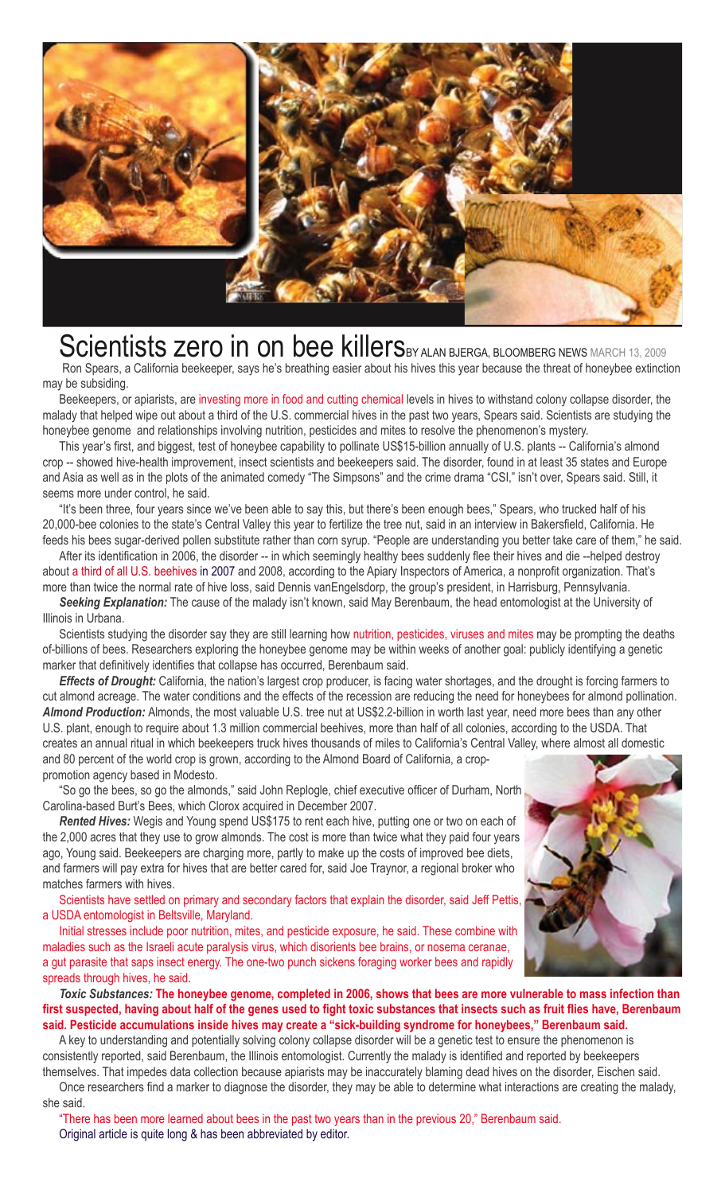# Scientists zero in on bee killers

BY ALAN BJERGA, BLOOMBERG NEWS MARCH 13, 2009

Ron Spears, a California beekeeper, says he's breathing easier about his hives this year because the threat of honeybee extinction may be subsiding.

Beekeepers, or apiarists, are investing more in food and cutting chemical levels in hives to withstand colony collapse disorder, the malady that helped wipe out about a third of the U.S. commercial hives in the past two years, Spears said. Scientists are studying the honeybee genome and relationships involving nutrition, pesticides and mites to resolve the phenomenon's mystery.

This year's first, and biggest, test of honeybee capability to pollinate US$15-billion annually of U.S. plants -- California's almond crop -- showed hive-health improvement, insect scientists and beekeepers said. The disorder, found in at least 35 states and Europe and Asia as well as in the plots of the animated comedy "The Simpsons" and the crime drama "CSI," isn't over, Spears said. Still, it seems more under control, he said.

"It's been three, four years since we've been able to say this, but there's been enough bees," Spears, who trucked half of his 20,000-bee colonies to the state's Central Valley this year to fertilize the tree nut, said in an interview in Bakersfield, California. He feeds his bees sugar-derived pollen substitute rather than corn syrup. "People are understanding you better take care of them," he said.

After its identification in 2006, the disorder -- in which seemingly healthy bees suddenly flee their hives and die --helped destroy about a third of all U.S. beehives in 2007 and 2008, according to the Apiary Inspectors of America, a nonprofit organization. That's more than twice the normal rate of hive loss, said Dennis vanEngelsdorp, the group's president, in Harrisburg, Pennsylvania.

***Seeking Explanation:*** The cause of the malady isn't known, said May Berenbaum, the head entomologist at the University of Illinois in Urbana.

Scientists studying the disorder say they are still learning how nutrition, pesticides, viruses and mites may be prompting the deaths of-billions of bees. Researchers exploring the honeybee genome may be within weeks of another goal: publicly identifying a genetic marker that definitively identifies that collapse has occurred, Berenbaum said.

***Effects of Drought:*** California, the nation's largest crop producer, is facing water shortages, and the drought is forcing farmers to cut almond acreage. The water conditions and the effects of the recession are reducing the need for honeybees for almond pollination.

***Almond Production:*** Almonds, the most valuable U.S. tree nut at US$2.2-billion in worth last year, need more bees than any other U.S. plant, enough to require about 1.3 million commercial beehives, more than half of all colonies, according to the USDA. That creates an annual ritual in which beekeepers truck hives thousands of miles to California's Central Valley, where almost all domestic and 80 percent of the world crop is grown, according to the Almond Board of California, a crop-promotion agency based in Modesto.

"So go the bees, so go the almonds," said John Replogle, chief executive officer of Durham, North Carolina-based Burt's Bees, which Clorox acquired in December 2007.

***Rented Hives:*** Wegis and Young spend US$175 to rent each hive, putting one or two on each of the 2,000 acres that they use to grow almonds. The cost is more than twice what they paid four years ago, Young said. Beekeepers are charging more, partly to make up the costs of improved bee diets, and farmers will pay extra for hives that are better cared for, said Joe Traynor, a regional broker who matches farmers with hives.

Scientists have settled on primary and secondary factors that explain the disorder, said Jeff Pettis, a USDA entomologist in Beltsville, Maryland.

Initial stresses include poor nutrition, mites, and pesticide exposure, he said. These combine with maladies such as the Israeli acute paralysis virus, which disorients bee brains, or nosema ceranae, a gut parasite that saps insect energy. The one-two punch sickens foraging worker bees and rapidly spreads through hives, he said.

***Toxic Substances:*** **The honeybee genome, completed in 2006, shows that bees are more vulnerable to mass infection than first suspected, having about half of the genes used to fight toxic substances that insects such as fruit flies have, Berenbaum said. Pesticide accumulations inside hives may create a "sick-building syndrome for honeybees," Berenbaum said.**

A key to understanding and potentially solving colony collapse disorder will be a genetic test to ensure the phenomenon is consistently reported, said Berenbaum, the Illinois entomologist. Currently the malady is identified and reported by beekeepers themselves. That impedes data collection because apiarists may be inaccurately blaming dead hives on the disorder, Eischen said.

Once researchers find a marker to diagnose the disorder, they may be able to determine what interactions are creating the malady, she said.

"There has been more learned about bees in the past two years than in the previous 20," Berenbaum said.

Original article is quite long & has been abbreviated by editor.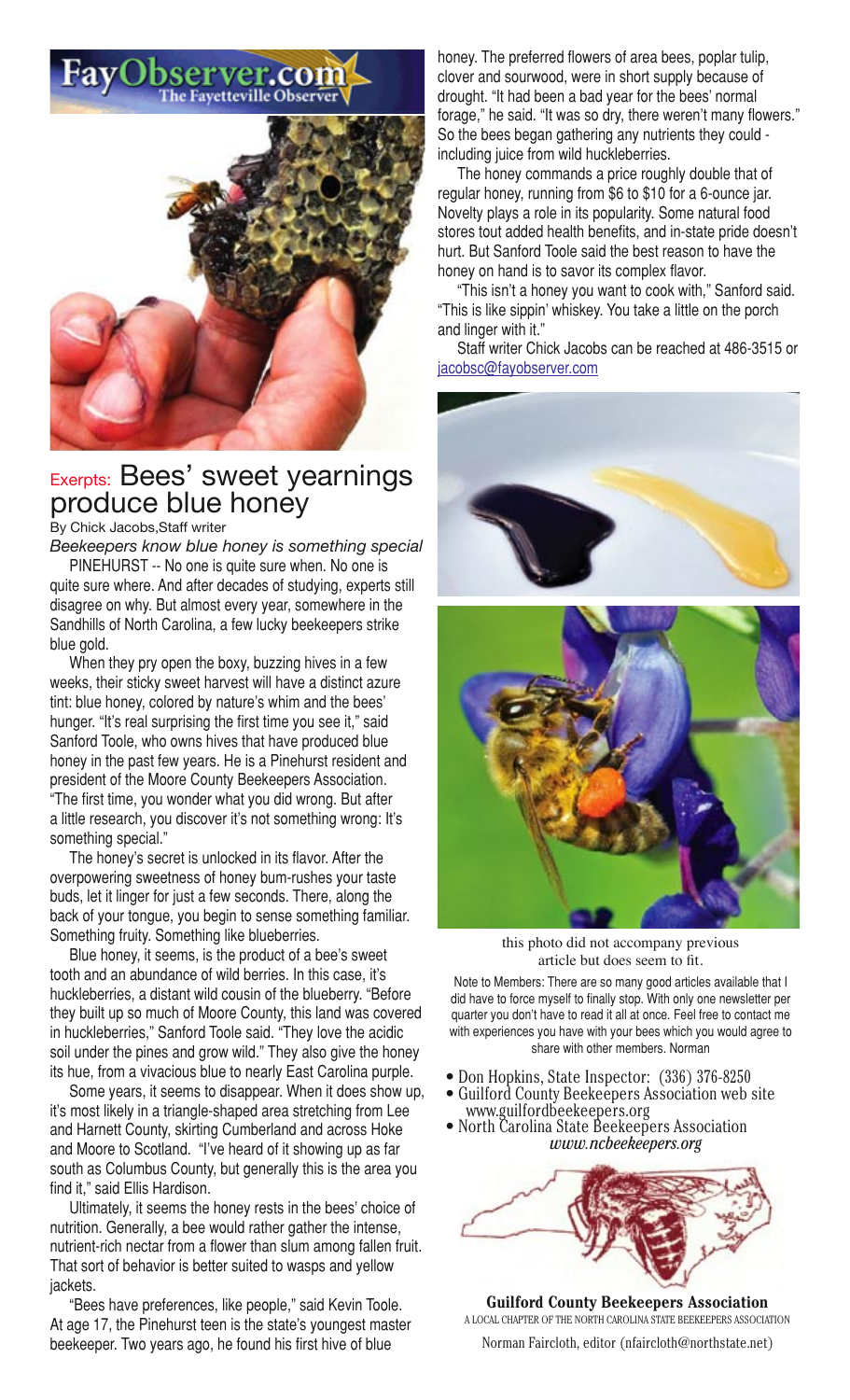FayObserver.com
The Fayetteville Observer

# Exerpts: Bees' sweet yearnings produce blue honey

By Chick Jacobs,Staff writer

*Beekeepers know blue honey is something special*

PINEHURST -- No one is quite sure when. No one is quite sure where. And after decades of studying, experts still disagree on why. But almost every year, somewhere in the Sandhills of North Carolina, a few lucky beekeepers strike blue gold.

When they pry open the boxy, buzzing hives in a few weeks, their sticky sweet harvest will have a distinct azure tint: blue honey, colored by nature's whim and the bees' hunger. "It's real surprising the first time you see it," said Sanford Toole, who owns hives that have produced blue honey in the past few years. He is a Pinehurst resident and president of the Moore County Beekeepers Association. "The first time, you wonder what you did wrong. But after a little research, you discover it's not something wrong: It's something special."

The honey's secret is unlocked in its flavor. After the overpowering sweetness of honey bum-rushes your taste buds, let it linger for just a few seconds. There, along the back of your tongue, you begin to sense something familiar. Something fruity. Something like blueberries.

Blue honey, it seems, is the product of a bee's sweet tooth and an abundance of wild berries. In this case, it's huckleberries, a distant wild cousin of the blueberry. "Before they built up so much of Moore County, this land was covered in huckleberries," Sanford Toole said. "They love the acidic soil under the pines and grow wild." They also give the honey its hue, from a vivacious blue to nearly East Carolina purple.

Some years, it seems to disappear. When it does show up, it's most likely in a triangle-shaped area stretching from Lee and Harnett County, skirting Cumberland and across Hoke and Moore to Scotland. "I've heard of it showing up as far south as Columbus County, but generally this is the area you find it," said Ellis Hardison.

Ultimately, it seems the honey rests in the bees' choice of nutrition. Generally, a bee would rather gather the intense, nutrient-rich nectar from a flower than slum among fallen fruit. That sort of behavior is better suited to wasps and yellow jackets.

"Bees have preferences, like people," said Kevin Toole. At age 17, the Pinehurst teen is the state's youngest master beekeeper. Two years ago, he found his first hive of blue honey. The preferred flowers of area bees, poplar tulip, clover and sourwood, were in short supply because of drought. "It had been a bad year for the bees' normal forage," he said. "It was so dry, there weren't many flowers." So the bees began gathering any nutrients they could - including juice from wild huckleberries.

The honey commands a price roughly double that of regular honey, running from $6 to $10 for a 6-ounce jar. Novelty plays a role in its popularity. Some natural food stores tout added health benefits, and in-state pride doesn't hurt. But Sanford Toole said the best reason to have the honey on hand is to savor its complex flavor.

"This isn't a honey you want to cook with," Sanford said. "This is like sippin' whiskey. You take a little on the porch and linger with it."

Staff writer Chick Jacobs can be reached at 486-3515 or jacobsc@fayobserver.com

this photo did not accompany previous article but does seem to fit.

Note to Members: There are so many good articles available that I did have to force myself to finally stop. With only one newsletter per quarter you don't have to read it all at once. Feel free to contact me with experiences you have with your bees which you would agree to share with other members. Norman

- Don Hopkins, State Inspector: (336) 376-8250
- Guilford County Beekeepers Association web site www.guilfordbeekeepers.org
- North Carolina State Beekeepers Association *www.ncbeekeepers.org*

**Guilford County Beekeepers Association**
A LOCAL CHAPTER OF THE NORTH CAROLINA STATE BEEKEEPERS ASSOCIATION

Norman Faircloth, editor (nfaircloth@northstate.net)